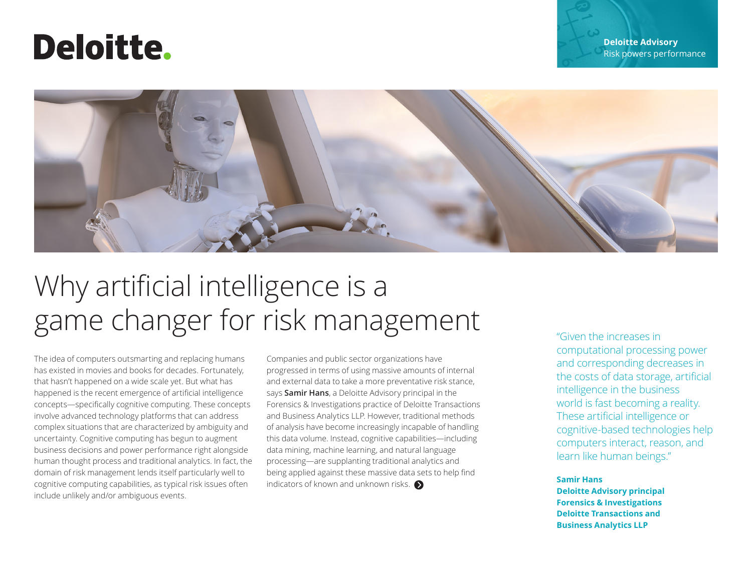Deloitte.

**Deloitte Advisory**
Risk powers performance

# Why artificial intelligence is a game changer for risk management

The idea of computers outsmarting and replacing humans has existed in movies and books for decades. Fortunately, that hasn't happened on a wide scale yet. But what has happened is the recent emergence of artificial intelligence concepts—specifically cognitive computing. These concepts involve advanced technology platforms that can address complex situations that are characterized by ambiguity and uncertainty. Cognitive computing has begun to augment business decisions and power performance right alongside human thought process and traditional analytics. In fact, the domain of risk management lends itself particularly well to cognitive computing capabilities, as typical risk issues often include unlikely and/or ambiguous events.

Companies and public sector organizations have progressed in terms of using massive amounts of internal and external data to take a more preventative risk stance, says **Samir Hans**, a Deloitte Advisory principal in the Forensics & Investigations practice of Deloitte Transactions and Business Analytics LLP. However, traditional methods of analysis have become increasingly incapable of handling this data volume. Instead, cognitive capabilities—including data mining, machine learning, and natural language processing—are supplanting traditional analytics and being applied against these massive data sets to help find indicators of known and unknown risks.

"Given the increases in computational processing power and corresponding decreases in the costs of data storage, artificial intelligence in the business world is fast becoming a reality. These artificial intelligence or cognitive-based technologies help computers interact, reason, and learn like human beings."

**Samir Hans**
**Deloitte Advisory principal**
**Forensics & Investigations**
**Deloitte Transactions and Business Analytics LLP**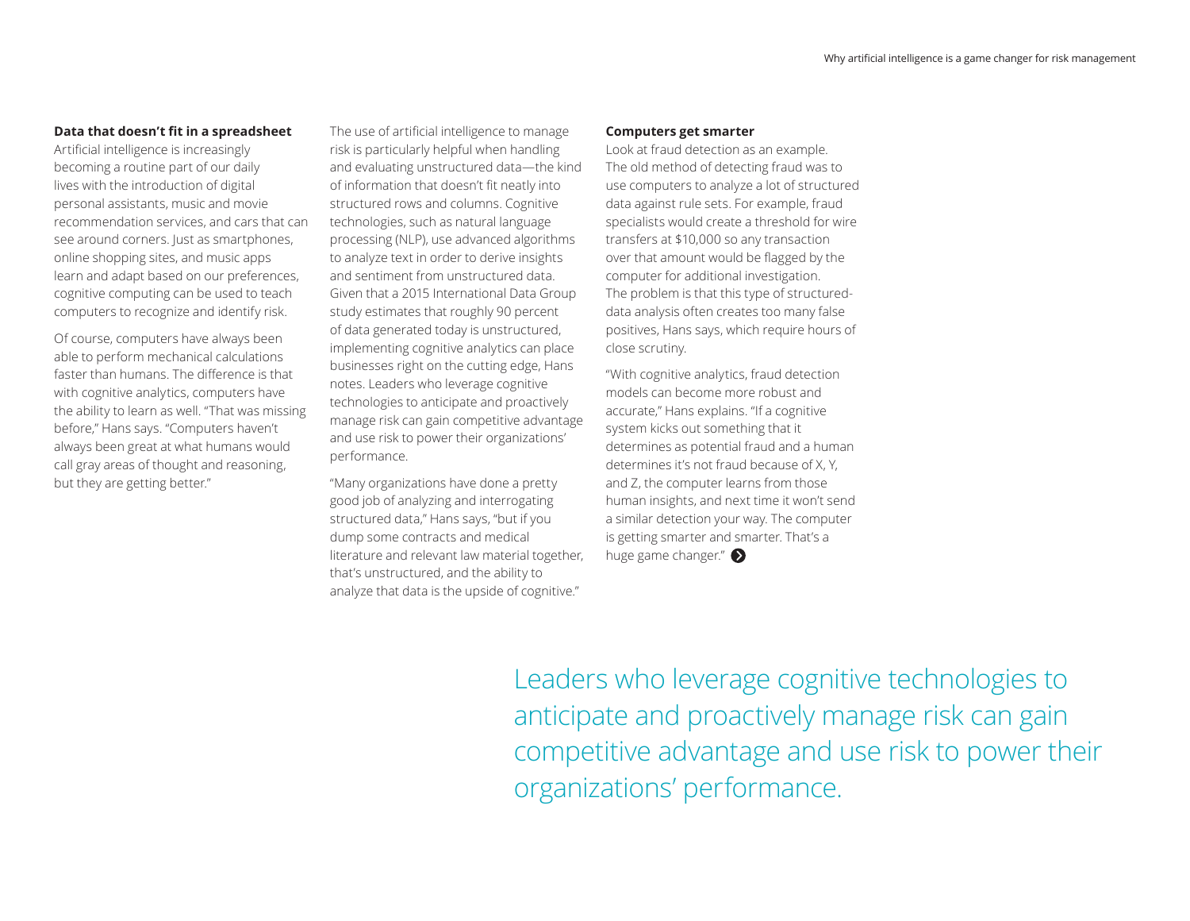### Data that doesn't fit in a spreadsheet

Artificial intelligence is increasingly becoming a routine part of our daily lives with the introduction of digital personal assistants, music and movie recommendation services, and cars that can see around corners. Just as smartphones, online shopping sites, and music apps learn and adapt based on our preferences, cognitive computing can be used to teach computers to recognize and identify risk.

Of course, computers have always been able to perform mechanical calculations faster than humans. The difference is that with cognitive analytics, computers have the ability to learn as well. "That was missing before," Hans says. "Computers haven't always been great at what humans would call gray areas of thought and reasoning, but they are getting better."

The use of artificial intelligence to manage risk is particularly helpful when handling and evaluating unstructured data—the kind of information that doesn't fit neatly into structured rows and columns. Cognitive technologies, such as natural language processing (NLP), use advanced algorithms to analyze text in order to derive insights and sentiment from unstructured data. Given that a 2015 International Data Group study estimates that roughly 90 percent of data generated today is unstructured, implementing cognitive analytics can place businesses right on the cutting edge, Hans notes. Leaders who leverage cognitive technologies to anticipate and proactively manage risk can gain competitive advantage and use risk to power their organizations' performance.

"Many organizations have done a pretty good job of analyzing and interrogating structured data," Hans says, "but if you dump some contracts and medical literature and relevant law material together, that's unstructured, and the ability to analyze that data is the upside of cognitive."

### Computers get smarter

Look at fraud detection as an example. The old method of detecting fraud was to use computers to analyze a lot of structured data against rule sets. For example, fraud specialists would create a threshold for wire transfers at $10,000 so any transaction over that amount would be flagged by the computer for additional investigation. The problem is that this type of structured-data analysis often creates too many false positives, Hans says, which require hours of close scrutiny.

"With cognitive analytics, fraud detection models can become more robust and accurate," Hans explains. "If a cognitive system kicks out something that it determines as potential fraud and a human determines it's not fraud because of X, Y, and Z, the computer learns from those human insights, and next time it won't send a similar detection your way. The computer is getting smarter and smarter. That's a huge game changer."

Leaders who leverage cognitive technologies to anticipate and proactively manage risk can gain competitive advantage and use risk to power their organizations' performance.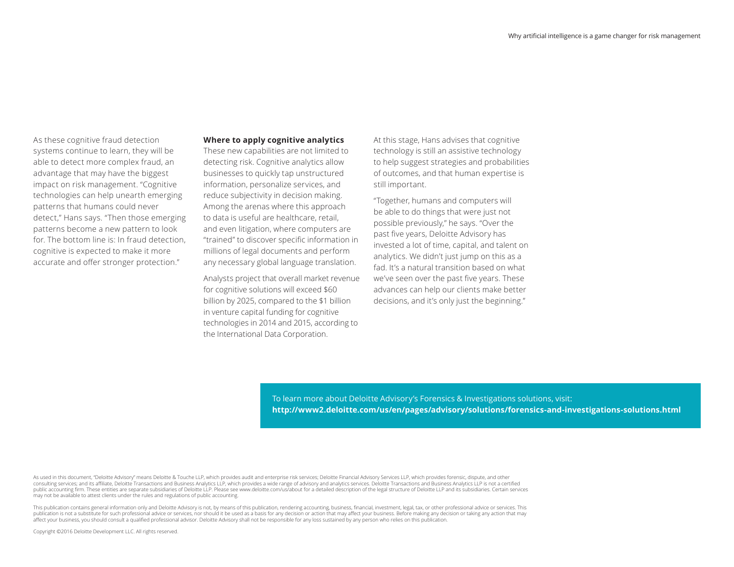As these cognitive fraud detection systems continue to learn, they will be able to detect more complex fraud, an advantage that may have the biggest impact on risk management. "Cognitive technologies can help unearth emerging patterns that humans could never detect," Hans says. "Then those emerging patterns become a new pattern to look for. The bottom line is: In fraud detection, cognitive is expected to make it more accurate and offer stronger protection."

**Where to apply cognitive analytics**

These new capabilities are not limited to detecting risk. Cognitive analytics allow businesses to quickly tap unstructured information, personalize services, and reduce subjectivity in decision making. Among the arenas where this approach to data is useful are healthcare, retail, and even litigation, where computers are "trained" to discover specific information in millions of legal documents and perform any necessary global language translation.

Analysts project that overall market revenue for cognitive solutions will exceed $60 billion by 2025, compared to the $1 billion in venture capital funding for cognitive technologies in 2014 and 2015, according to the International Data Corporation.

At this stage, Hans advises that cognitive technology is still an assistive technology to help suggest strategies and probabilities of outcomes, and that human expertise is still important.

"Together, humans and computers will be able to do things that were just not possible previously," he says. "Over the past five years, Deloitte Advisory has invested a lot of time, capital, and talent on analytics. We didn't just jump on this as a fad. It's a natural transition based on what we've seen over the past five years. These advances can help our clients make better decisions, and it's only just the beginning."

To learn more about Deloitte Advisory's Forensics & Investigations solutions, visit:
**http://www2.deloitte.com/us/en/pages/advisory/solutions/forensics-and-investigations-solutions.html**

As used in this document, "Deloitte Advisory" means Deloitte & Touche LLP, which provides audit and enterprise risk services; Deloitte Financial Advisory Services LLP, which provides forensic, dispute, and other consulting services; and its affiliate, Deloitte Transactions and Business Analytics LLP, which provides a wide range of advisory and analytics services. Deloitte Transactions and Business Analytics LLP is not a certified public accounting firm. These entities are separate subsidiaries of Deloitte LLP. Please see www.deloitte.com/us/about for a detailed description of the legal structure of Deloitte LLP and its subsidiaries. Certain services may not be available to attest clients under the rules and regulations of public accounting.

This publication contains general information only and Deloitte Advisory is not, by means of this publication, rendering accounting, business, financial, investment, legal, tax, or other professional advice or services. This publication is not a substitute for such professional advice or services, nor should it be used as a basis for any decision or action that may affect your business. Before making any decision or taking any action that may affect your business, you should consult a qualified professional advisor. Deloitte Advisory shall not be responsible for any loss sustained by any person who relies on this publication.

Copyright ©2016 Deloitte Development LLC. All rights reserved.